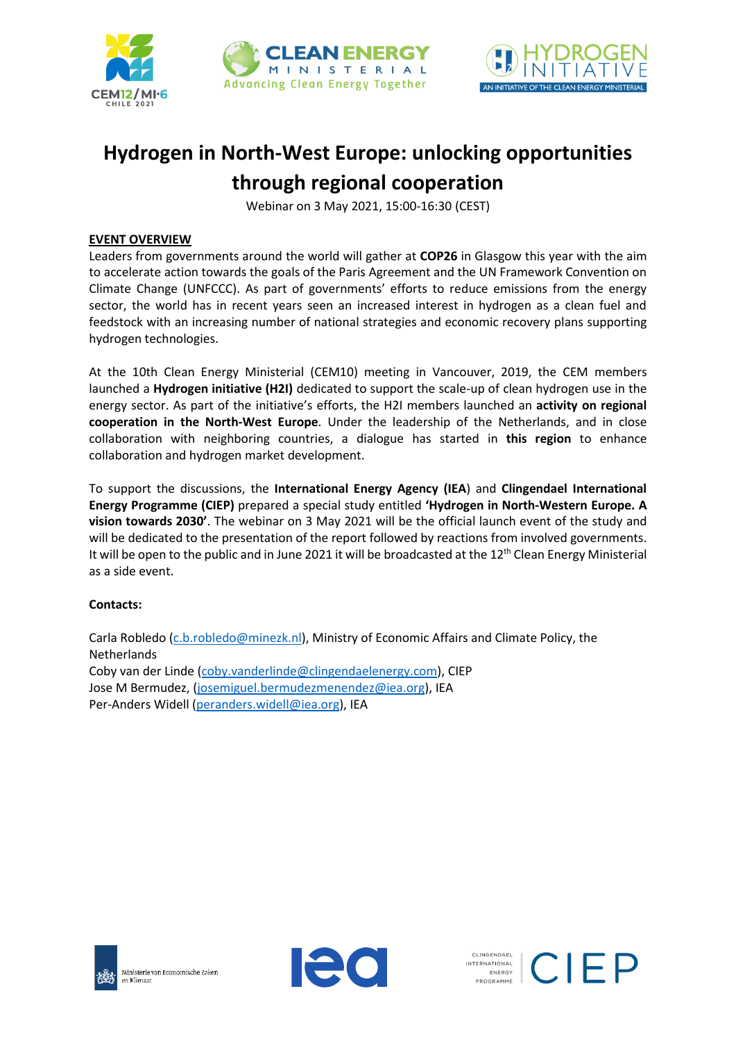# Hydrogen in North-West Europe: unlocking opportunities through regional cooperation

Webinar on 3 May 2021, 15:00-16:30 (CEST)

**EVENT OVERVIEW**

Leaders from governments around the world will gather at **COP26** in Glasgow this year with the aim to accelerate action towards the goals of the Paris Agreement and the UN Framework Convention on Climate Change (UNFCCC). As part of governments' efforts to reduce emissions from the energy sector, the world has in recent years seen an increased interest in hydrogen as a clean fuel and feedstock with an increasing number of national strategies and economic recovery plans supporting hydrogen technologies.

At the 10th Clean Energy Ministerial (CEM10) meeting in Vancouver, 2019, the CEM members launched a **Hydrogen initiative (H2I)** dedicated to support the scale-up of clean hydrogen use in the energy sector. As part of the initiative's efforts, the H2I members launched an **activity on regional cooperation in the North-West Europe**. Under the leadership of the Netherlands, and in close collaboration with neighboring countries, a dialogue has started in **this region** to enhance collaboration and hydrogen market development.

To support the discussions, the **International Energy Agency (IEA)** and **Clingendael International Energy Programme (CIEP)** prepared a special study entitled **'Hydrogen in North-Western Europe. A vision towards 2030'**. The webinar on 3 May 2021 will be the official launch event of the study and will be dedicated to the presentation of the report followed by reactions from involved governments. It will be open to the public and in June 2021 it will be broadcasted at the 12th Clean Energy Ministerial as a side event.

**Contacts:**

Carla Robledo (c.b.robledo@minezk.nl), Ministry of Economic Affairs and Climate Policy, the Netherlands
Coby van der Linde (coby.vanderlinde@clingendaelenergy.com), CIEP
Jose M Bermudez, (josemiguel.bermudezmenendez@iea.org), IEA
Per-Anders Widell (peranders.widell@iea.org), IEA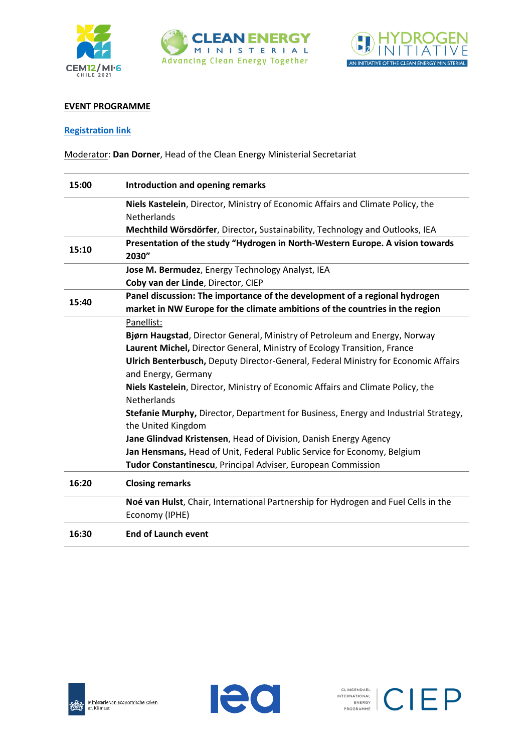**EVENT PROGRAMME**

**Registration link**

Moderator: **Dan Dorner**, Head of the Clean Energy Ministerial Secretariat

| | |
|---|---|
| **15:00** | **Introduction and opening remarks** |
| | **Niels Kastelein**, Director, Ministry of Economic Affairs and Climate Policy, the Netherlands<br>**Mechthild Wörsdörfer**, Director**,** Sustainability, Technology and Outlooks, IEA |
| **15:10** | **Presentation of the study "Hydrogen in North-Western Europe. A vision towards 2030"** |
| | **Jose M. Bermudez**, Energy Technology Analyst, IEA<br>**Coby van der Linde**, Director, CIEP |
| **15:40** | **Panel discussion: The importance of the development of a regional hydrogen market in NW Europe for the climate ambitions of the countries in the region** |
| | Panellist:<br>**Bjørn Haugstad**, Director General, Ministry of Petroleum and Energy, Norway<br>**Laurent Michel,** Director General, Ministry of Ecology Transition, France<br>**Ulrich Benterbusch,** Deputy Director-General, Federal Ministry for Economic Affairs and Energy, Germany<br>**Niels Kastelein**, Director, Ministry of Economic Affairs and Climate Policy, the Netherlands<br>**Stefanie Murphy,** Director, Department for Business, Energy and Industrial Strategy, the United Kingdom<br>**Jane Glindvad Kristensen**, Head of Division, Danish Energy Agency<br>**Jan Hensmans,** Head of Unit, Federal Public Service for Economy, Belgium<br>**Tudor Constantinescu**, Principal Adviser, European Commission |
| **16:20** | **Closing remarks** |
| | **Noé van Hulst**, Chair, International Partnership for Hydrogen and Fuel Cells in the Economy (IPHE) |
| **16:30** | **End of Launch event** |